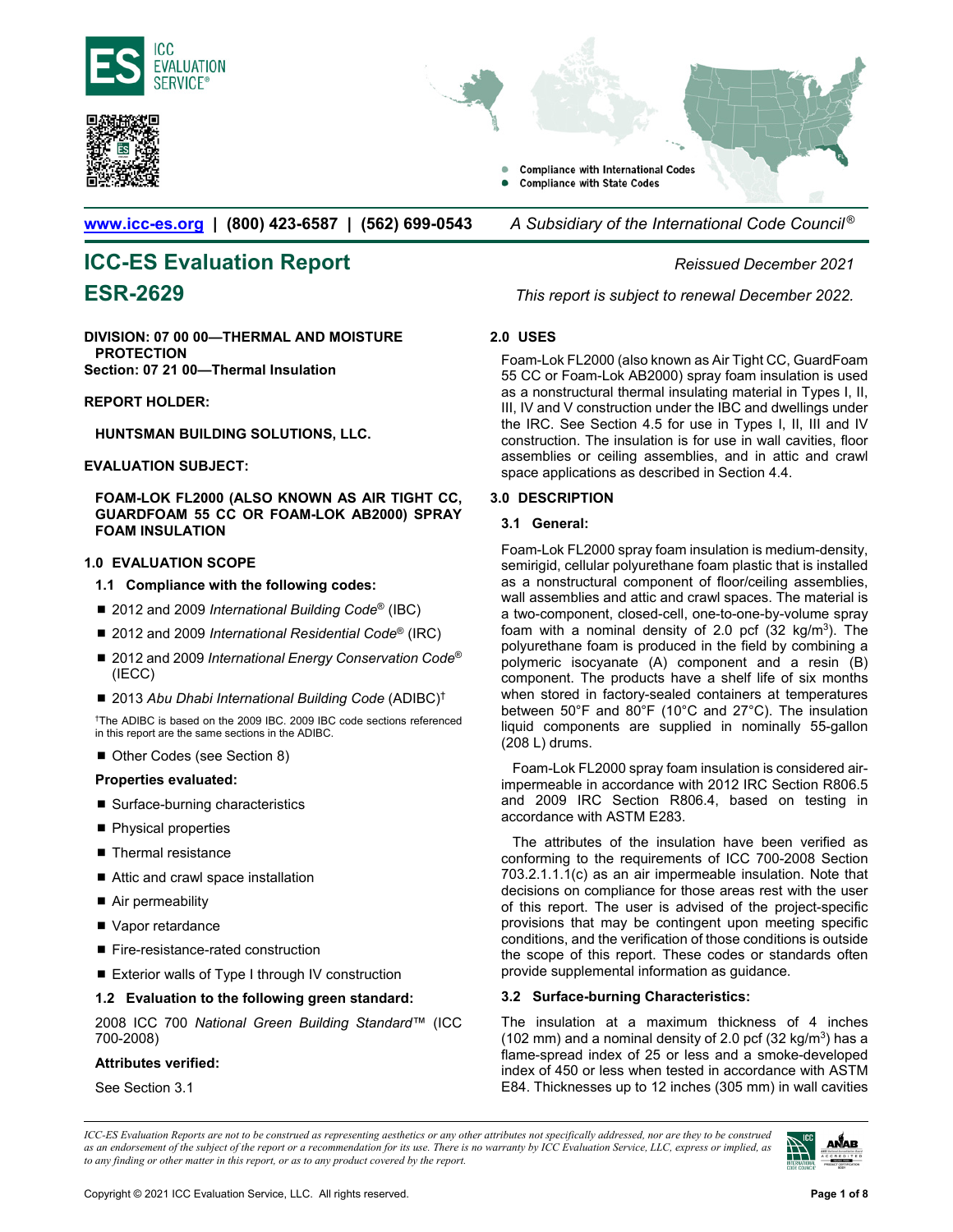ICC EVALUATION SERVICE®

- Compliance with International Codes
- Compliance with State Codes

www.icc-es.org | (800) 423-6587 | (562) 699-0543 *A Subsidiary of the International Code Council®*

# ICC-ES Evaluation Report

# ESR-2629

*Reissued December 2021*

*This report is subject to renewal December 2022.*

**DIVISION: 07 00 00—THERMAL AND MOISTURE PROTECTION**
**Section: 07 21 00—Thermal Insulation**

**REPORT HOLDER:**

**HUNTSMAN BUILDING SOLUTIONS, LLC.**

**EVALUATION SUBJECT:**

**FOAM-LOK FL2000 (ALSO KNOWN AS AIR TIGHT CC, GUARDFOAM 55 CC OR FOAM-LOK AB2000) SPRAY FOAM INSULATION**

## 1.0 EVALUATION SCOPE

### 1.1 Compliance with the following codes:

- 2012 and 2009 *International Building Code®* (IBC)
- 2012 and 2009 *International Residential Code®* (IRC)
- 2012 and 2009 *International Energy Conservation Code®* (IECC)
- 2013 *Abu Dhabi International Building Code* (ADIBC)†

†The ADIBC is based on the 2009 IBC. 2009 IBC code sections referenced in this report are the same sections in the ADIBC.

- Other Codes (see Section 8)

**Properties evaluated:**

- Surface-burning characteristics
- Physical properties
- Thermal resistance
- Attic and crawl space installation
- Air permeability
- Vapor retardance
- Fire-resistance-rated construction
- Exterior walls of Type I through IV construction

### 1.2 Evaluation to the following green standard:

2008 ICC 700 *National Green Building Standard™* (ICC 700-2008)

**Attributes verified:**

See Section 3.1

## 2.0 USES

Foam-Lok FL2000 (also known as Air Tight CC, GuardFoam 55 CC or Foam-Lok AB2000) spray foam insulation is used as a nonstructural thermal insulating material in Types I, II, III, IV and V construction under the IBC and dwellings under the IRC. See Section 4.5 for use in Types I, II, III and IV construction. The insulation is for use in wall cavities, floor assemblies or ceiling assemblies, and in attic and crawl space applications as described in Section 4.4.

## 3.0 DESCRIPTION

### 3.1 General:

Foam-Lok FL2000 spray foam insulation is medium-density, semirigid, cellular polyurethane foam plastic that is installed as a nonstructural component of floor/ceiling assemblies, wall assemblies and attic and crawl spaces. The material is a two-component, closed-cell, one-to-one-by-volume spray foam with a nominal density of 2.0 pcf (32 kg/m$^3$). The polyurethane foam is produced in the field by combining a polymeric isocyanate (A) component and a resin (B) component. The products have a shelf life of six months when stored in factory-sealed containers at temperatures between 50°F and 80°F (10°C and 27°C). The insulation liquid components are supplied in nominally 55-gallon (208 L) drums.

Foam-Lok FL2000 spray foam insulation is considered air-impermeable in accordance with 2012 IRC Section R806.5 and 2009 IRC Section R806.4, based on testing in accordance with ASTM E283.

The attributes of the insulation have been verified as conforming to the requirements of ICC 700-2008 Section 703.2.1.1.1(c) as an air impermeable insulation. Note that decisions on compliance for those areas rest with the user of this report. The user is advised of the project-specific provisions that may be contingent upon meeting specific conditions, and the verification of those conditions is outside the scope of this report. These codes or standards often provide supplemental information as guidance.

### 3.2 Surface-burning Characteristics:

The insulation at a maximum thickness of 4 inches (102 mm) and a nominal density of 2.0 pcf (32 kg/m$^3$) has a flame-spread index of 25 or less and a smoke-developed index of 450 or less when tested in accordance with ASTM E84. Thicknesses up to 12 inches (305 mm) in wall cavities

*ICC-ES Evaluation Reports are not to be construed as representing aesthetics or any other attributes not specifically addressed, nor are they to be construed as an endorsement of the subject of the report or a recommendation for its use. There is no warranty by ICC Evaluation Service, LLC, express or implied, as to any finding or other matter in this report, or as to any product covered by the report.*

Copyright © 2021 ICC Evaluation Service, LLC. All rights reserved.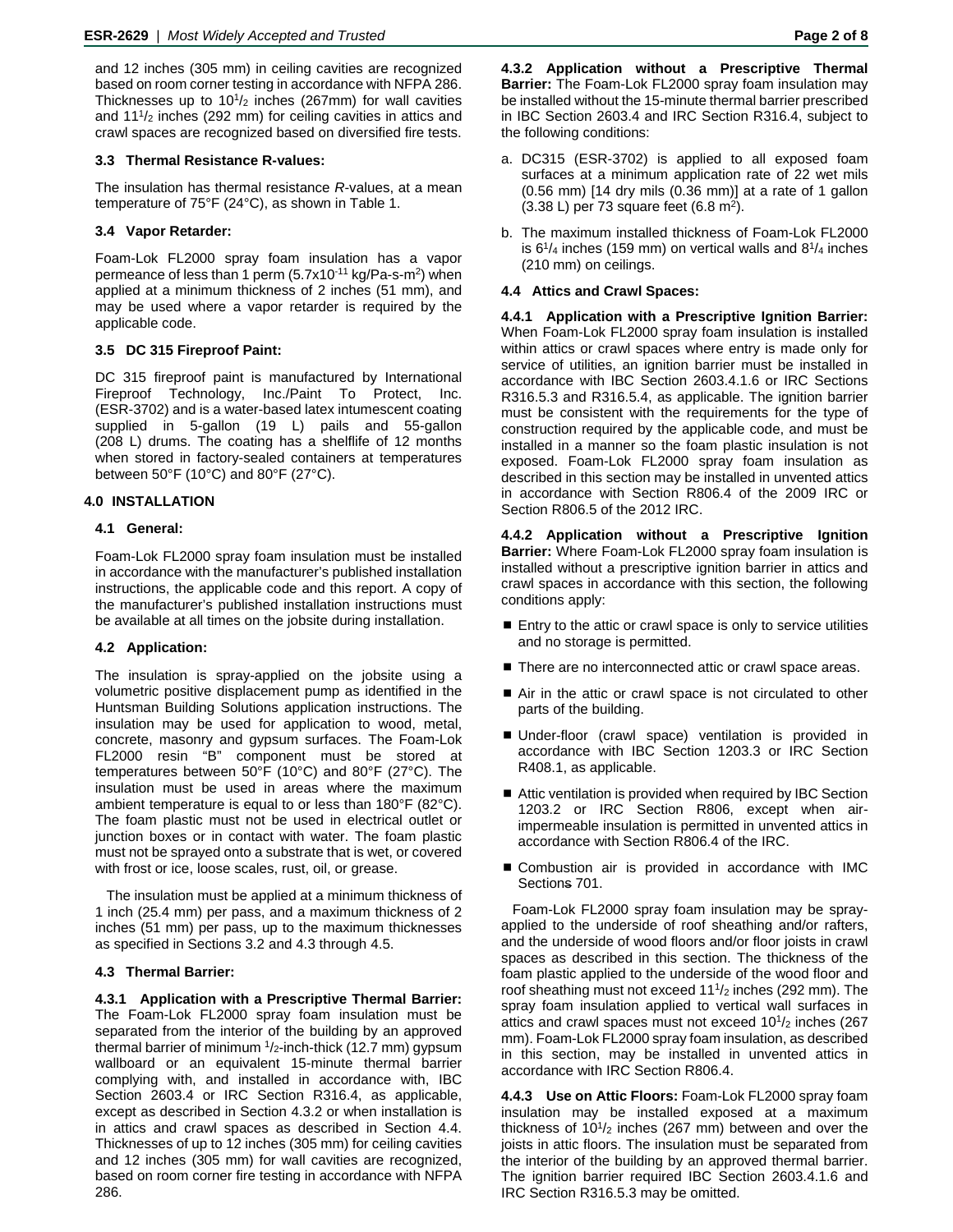and 12 inches (305 mm) in ceiling cavities are recognized based on room corner testing in accordance with NFPA 286. Thicknesses up to $10^1/_2$ inches (267mm) for wall cavities and $11^1/_2$ inches (292 mm) for ceiling cavities in attics and crawl spaces are recognized based on diversified fire tests.

### 3.3 Thermal Resistance R-values:

The insulation has thermal resistance *R*-values, at a mean temperature of 75°F (24°C), as shown in Table 1.

### 3.4 Vapor Retarder:

Foam-Lok FL2000 spray foam insulation has a vapor permeance of less than 1 perm ($5.7 \times 10^{-11}$ kg/Pa-s-m$^2$) when applied at a minimum thickness of 2 inches (51 mm), and may be used where a vapor retarder is required by the applicable code.

### 3.5 DC 315 Fireproof Paint:

DC 315 fireproof paint is manufactured by International Fireproof Technology, Inc./Paint To Protect, Inc. (ESR-3702) and is a water-based latex intumescent coating supplied in 5-gallon (19 L) pails and 55-gallon (208 L) drums. The coating has a shelflife of 12 months when stored in factory-sealed containers at temperatures between 50°F (10°C) and 80°F (27°C).

## 4.0 INSTALLATION

### 4.1 General:

Foam-Lok FL2000 spray foam insulation must be installed in accordance with the manufacturer's published installation instructions, the applicable code and this report. A copy of the manufacturer's published installation instructions must be available at all times on the jobsite during installation.

### 4.2 Application:

The insulation is spray-applied on the jobsite using a volumetric positive displacement pump as identified in the Huntsman Building Solutions application instructions. The insulation may be used for application to wood, metal, concrete, masonry and gypsum surfaces. The Foam-Lok FL2000 resin "B" component must be stored at temperatures between 50°F (10°C) and 80°F (27°C). The insulation must be used in areas where the maximum ambient temperature is equal to or less than 180°F (82°C). The foam plastic must not be used in electrical outlet or junction boxes or in contact with water. The foam plastic must not be sprayed onto a substrate that is wet, or covered with frost or ice, loose scales, rust, oil, or grease.

The insulation must be applied at a minimum thickness of 1 inch (25.4 mm) per pass, and a maximum thickness of 2 inches (51 mm) per pass, up to the maximum thicknesses as specified in Sections 3.2 and 4.3 through 4.5.

### 4.3 Thermal Barrier:

**4.3.1 Application with a Prescriptive Thermal Barrier:** The Foam-Lok FL2000 spray foam insulation must be separated from the interior of the building by an approved thermal barrier of minimum $^1/_2$-inch-thick (12.7 mm) gypsum wallboard or an equivalent 15-minute thermal barrier complying with, and installed in accordance with, IBC Section 2603.4 or IRC Section R316.4, as applicable, except as described in Section 4.3.2 or when installation is in attics and crawl spaces as described in Section 4.4. Thicknesses of up to 12 inches (305 mm) for ceiling cavities and 12 inches (305 mm) for wall cavities are recognized, based on room corner fire testing in accordance with NFPA 286.

**4.3.2 Application without a Prescriptive Thermal Barrier:** The Foam-Lok FL2000 spray foam insulation may be installed without the 15-minute thermal barrier prescribed in IBC Section 2603.4 and IRC Section R316.4, subject to the following conditions:

a. DC315 (ESR-3702) is applied to all exposed foam surfaces at a minimum application rate of 22 wet mils (0.56 mm) [14 dry mils (0.36 mm)] at a rate of 1 gallon (3.38 L) per 73 square feet (6.8 m$^2$).

b. The maximum installed thickness of Foam-Lok FL2000 is $6^1/_4$ inches (159 mm) on vertical walls and $8^1/_4$ inches (210 mm) on ceilings.

### 4.4 Attics and Crawl Spaces:

**4.4.1 Application with a Prescriptive Ignition Barrier:** When Foam-Lok FL2000 spray foam insulation is installed within attics or crawl spaces where entry is made only for service of utilities, an ignition barrier must be installed in accordance with IBC Section 2603.4.1.6 or IRC Sections R316.5.3 and R316.5.4, as applicable. The ignition barrier must be consistent with the requirements for the type of construction required by the applicable code, and must be installed in a manner so the foam plastic insulation is not exposed. Foam-Lok FL2000 spray foam insulation as described in this section may be installed in unvented attics in accordance with Section R806.4 of the 2009 IRC or Section R806.5 of the 2012 IRC.

**4.4.2 Application without a Prescriptive Ignition Barrier:** Where Foam-Lok FL2000 spray foam insulation is installed without a prescriptive ignition barrier in attics and crawl spaces in accordance with this section, the following conditions apply:

- Entry to the attic or crawl space is only to service utilities and no storage is permitted.
- There are no interconnected attic or crawl space areas.
- Air in the attic or crawl space is not circulated to other parts of the building.
- Under-floor (crawl space) ventilation is provided in accordance with IBC Section 1203.3 or IRC Section R408.1, as applicable.
- Attic ventilation is provided when required by IBC Section 1203.2 or IRC Section R806, except when air-impermeable insulation is permitted in unvented attics in accordance with Section R806.4 of the IRC.
- Combustion air is provided in accordance with IMC Sections 701.

Foam-Lok FL2000 spray foam insulation may be spray-applied to the underside of roof sheathing and/or rafters, and the underside of wood floors and/or floor joists in crawl spaces as described in this section. The thickness of the foam plastic applied to the underside of the wood floor and roof sheathing must not exceed $11^1/_2$ inches (292 mm). The spray foam insulation applied to vertical wall surfaces in attics and crawl spaces must not exceed $10^1/_2$ inches (267 mm). Foam-Lok FL2000 spray foam insulation, as described in this section, may be installed in unvented attics in accordance with IRC Section R806.4.

**4.4.3 Use on Attic Floors:** Foam-Lok FL2000 spray foam insulation may be installed exposed at a maximum thickness of $10^1/_2$ inches (267 mm) between and over the joists in attic floors. The insulation must be separated from the interior of the building by an approved thermal barrier. The ignition barrier required IBC Section 2603.4.1.6 and IRC Section R316.5.3 may be omitted.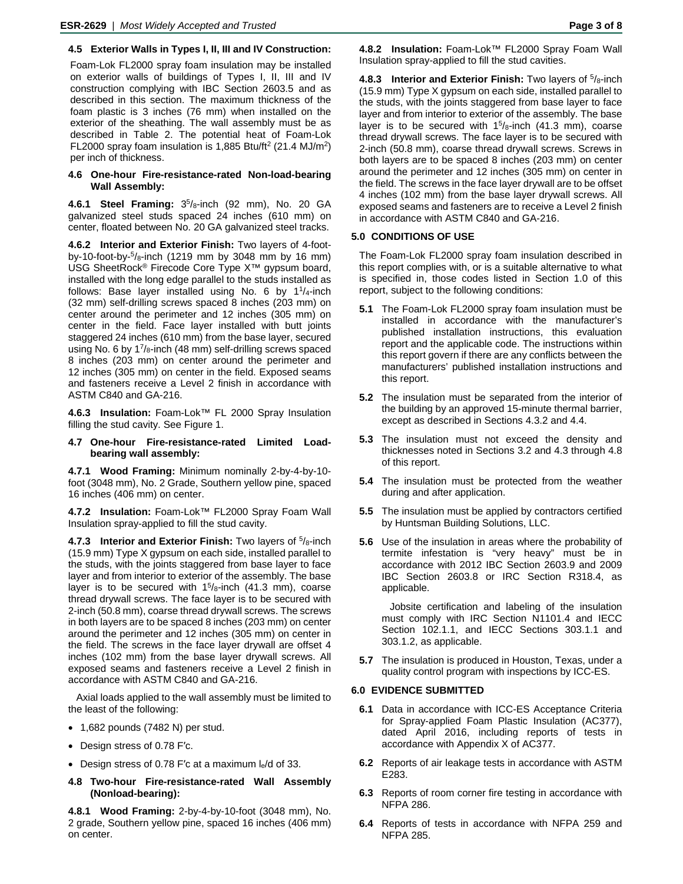### 4.5 Exterior Walls in Types I, II, III and IV Construction:

Foam-Lok FL2000 spray foam insulation may be installed on exterior walls of buildings of Types I, II, III and IV construction complying with IBC Section 2603.5 and as described in this section. The maximum thickness of the foam plastic is 3 inches (76 mm) when installed on the exterior of the sheathing. The wall assembly must be as described in Table 2. The potential heat of Foam-Lok FL2000 spray foam insulation is 1,885 Btu/ft$^2$ (21.4 MJ/m$^2$) per inch of thickness.

### 4.6 One-hour Fire-resistance-rated Non-load-bearing Wall Assembly:

**4.6.1 Steel Framing:** 3$^5/_8$-inch (92 mm), No. 20 GA galvanized steel studs spaced 24 inches (610 mm) on center, floated between No. 20 GA galvanized steel tracks.

**4.6.2 Interior and Exterior Finish:** Two layers of 4-foot-by-10-foot-by-$^5/_8$-inch (1219 mm by 3048 mm by 16 mm) USG SheetRock® Firecode Core Type X™ gypsum board, installed with the long edge parallel to the studs installed as follows: Base layer installed using No. 6 by 1$^1/_4$-inch (32 mm) self-drilling screws spaced 8 inches (203 mm) on center around the perimeter and 12 inches (305 mm) on center in the field. Face layer installed with butt joints staggered 24 inches (610 mm) from the base layer, secured using No. 6 by 1$^7/_8$-inch (48 mm) self-drilling screws spaced 8 inches (203 mm) on center around the perimeter and 12 inches (305 mm) on center in the field. Exposed seams and fasteners receive a Level 2 finish in accordance with ASTM C840 and GA-216.

**4.6.3 Insulation:** Foam-Lok™ FL 2000 Spray Insulation filling the stud cavity. See Figure 1.

### 4.7 One-hour Fire-resistance-rated Limited Load-bearing wall assembly:

**4.7.1 Wood Framing:** Minimum nominally 2-by-4-by-10-foot (3048 mm), No. 2 Grade, Southern yellow pine, spaced 16 inches (406 mm) on center.

**4.7.2 Insulation:** Foam-Lok™ FL2000 Spray Foam Wall Insulation spray-applied to fill the stud cavity.

**4.7.3 Interior and Exterior Finish:** Two layers of $^5/_8$-inch (15.9 mm) Type X gypsum on each side, installed parallel to the studs, with the joints staggered from base layer to face layer and from interior to exterior of the assembly. The base layer is to be secured with 1$^5/_8$-inch (41.3 mm), coarse thread drywall screws. The face layer is to be secured with 2-inch (50.8 mm), coarse thread drywall screws. The screws in both layers are to be spaced 8 inches (203 mm) on center around the perimeter and 12 inches (305 mm) on center in the field. The screws in the face layer drywall are offset 4 inches (102 mm) from the base layer drywall screws. All exposed seams and fasteners receive a Level 2 finish in accordance with ASTM C840 and GA-216.

Axial loads applied to the wall assembly must be limited to the least of the following:

- 1,682 pounds (7482 N) per stud.
- Design stress of 0.78 F′c.
- Design stress of 0.78 F′c at a maximum $l_e/d$ of 33.

### 4.8 Two-hour Fire-resistance-rated Wall Assembly (Nonload-bearing):

**4.8.1 Wood Framing:** 2-by-4-by-10-foot (3048 mm), No. 2 grade, Southern yellow pine, spaced 16 inches (406 mm) on center.

**4.8.2 Insulation:** Foam-Lok™ FL2000 Spray Foam Wall Insulation spray-applied to fill the stud cavities.

**4.8.3 Interior and Exterior Finish:** Two layers of $^5/_8$-inch (15.9 mm) Type X gypsum on each side, installed parallel to the studs, with the joints staggered from base layer to face layer and from interior to exterior of the assembly. The base layer is to be secured with 1$^5/_8$-inch (41.3 mm), coarse thread drywall screws. The face layer is to be secured with 2-inch (50.8 mm), coarse thread drywall screws. Screws in both layers are to be spaced 8 inches (203 mm) on center around the perimeter and 12 inches (305 mm) on center in the field. The screws in the face layer are to be offset 4 inches (102 mm) from the base layer drywall screws. All exposed seams and fasteners are to receive a Level 2 finish in accordance with ASTM C840 and GA-216.

## 5.0 CONDITIONS OF USE

The Foam-Lok FL2000 spray foam insulation described in this report complies with, or is a suitable alternative to what is specified in, those codes listed in Section 1.0 of this report, subject to the following conditions:

**5.1** The Foam-Lok FL2000 spray foam insulation must be installed in accordance with the manufacturer's published installation instructions, this evaluation report and the applicable code. The instructions within this report govern if there are any conflicts between the manufacturers' published installation instructions and this report.

**5.2** The insulation must be separated from the interior of the building by an approved 15-minute thermal barrier, except as described in Sections 4.3.2 and 4.4.

**5.3** The insulation must not exceed the density and thicknesses noted in Sections 3.2 and 4.3 through 4.8 of this report.

**5.4** The insulation must be protected from the weather during and after application.

**5.5** The insulation must be applied by contractors certified by Huntsman Building Solutions, LLC.

**5.6** Use of the insulation in areas where the probability of termite infestation is "very heavy" must be in accordance with 2012 IBC Section 2603.9 and 2009 IBC Section 2603.8 or IRC Section R318.4, as applicable.

Jobsite certification and labeling of the insulation must comply with IRC Section N1101.4 and IECC Section 102.1.1, and IECC Sections 303.1.1 and 303.1.2, as applicable.

**5.7** The insulation is produced in Houston, Texas, under a quality control program with inspections by ICC-ES.

## 6.0 EVIDENCE SUBMITTED

**6.1** Data in accordance with ICC-ES Acceptance Criteria for Spray-applied Foam Plastic Insulation (AC377), dated April 2016, including reports of tests in accordance with Appendix X of AC377.

**6.2** Reports of air leakage tests in accordance with ASTM E283.

**6.3** Reports of room corner fire testing in accordance with NFPA 286.

**6.4** Reports of tests in accordance with NFPA 259 and NFPA 285.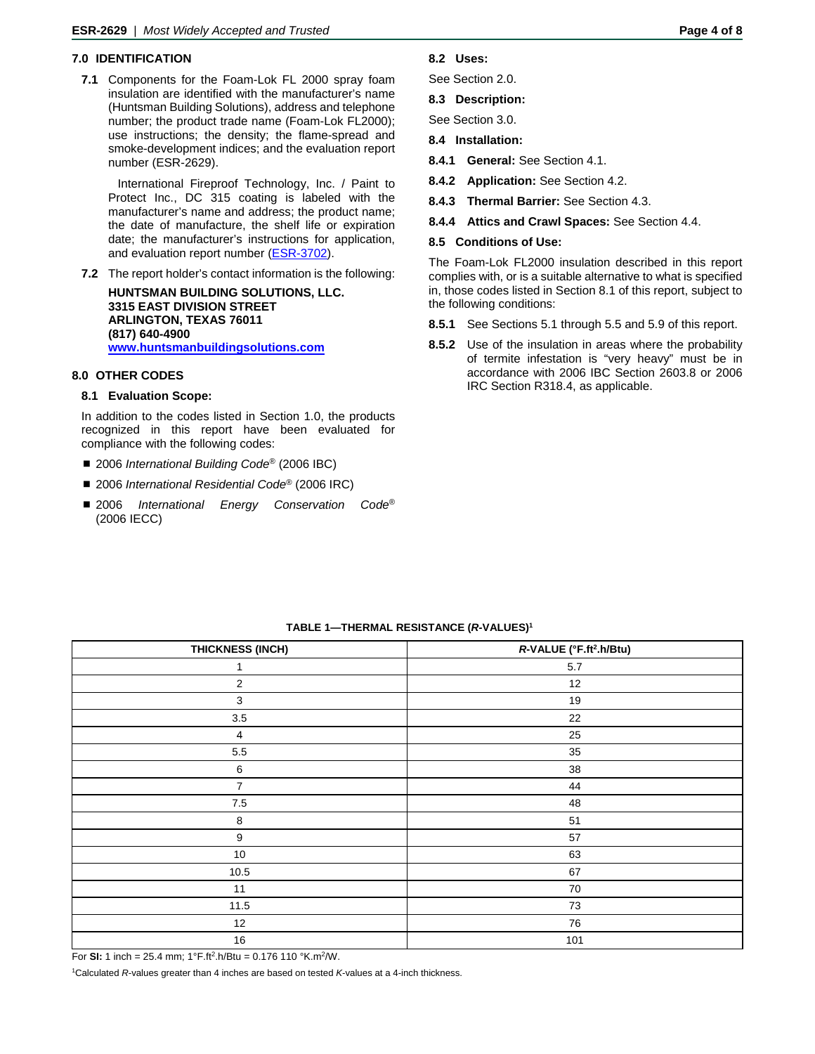## 7.0 IDENTIFICATION

**7.1** Components for the Foam-Lok FL 2000 spray foam insulation are identified with the manufacturer's name (Huntsman Building Solutions), address and telephone number; the product trade name (Foam-Lok FL2000); use instructions; the density; the flame-spread and smoke-development indices; and the evaluation report number (ESR-2629).

International Fireproof Technology, Inc. / Paint to Protect Inc., DC 315 coating is labeled with the manufacturer's name and address; the product name; the date of manufacture, the shelf life or expiration date; the manufacturer's instructions for application, and evaluation report number (ESR-3702).

**7.2** The report holder's contact information is the following:

**HUNTSMAN BUILDING SOLUTIONS, LLC.**
**3315 EAST DIVISION STREET**
**ARLINGTON, TEXAS 76011**
**(817) 640-4900**
**www.huntsmanbuildingsolutions.com**

## 8.0 OTHER CODES

### 8.1 Evaluation Scope:

In addition to the codes listed in Section 1.0, the products recognized in this report have been evaluated for compliance with the following codes:

- 2006 *International Building Code*® (2006 IBC)
- 2006 *International Residential Code*® (2006 IRC)
- 2006 *International Energy Conservation Code*® (2006 IECC)

### 8.2 Uses:

See Section 2.0.

### 8.3 Description:

See Section 3.0.

### 8.4 Installation:

**8.4.1 General:** See Section 4.1.

**8.4.2 Application:** See Section 4.2.

**8.4.3 Thermal Barrier:** See Section 4.3.

**8.4.4 Attics and Crawl Spaces:** See Section 4.4.

### 8.5 Conditions of Use:

The Foam-Lok FL2000 insulation described in this report complies with, or is a suitable alternative to what is specified in, those codes listed in Section 8.1 of this report, subject to the following conditions:

**8.5.1** See Sections 5.1 through 5.5 and 5.9 of this report.

**8.5.2** Use of the insulation in areas where the probability of termite infestation is "very heavy" must be in accordance with 2006 IBC Section 2603.8 or 2006 IRC Section R318.4, as applicable.

**TABLE 1—THERMAL RESISTANCE (*R*-VALUES)[1]**

| THICKNESS (INCH) | *R*-VALUE (°F.ft².h/Btu) |
|---|---|
| 1 | 5.7 |
| 2 | 12 |
| 3 | 19 |
| 3.5 | 22 |
| 4 | 25 |
| 5.5 | 35 |
| 6 | 38 |
| 7 | 44 |
| 7.5 | 48 |
| 8 | 51 |
| 9 | 57 |
| 10 | 63 |
| 10.5 | 67 |
| 11 | 70 |
| 11.5 | 73 |
| 12 | 76 |
| 16 | 101 |

For **SI:** 1 inch = 25.4 mm; 1°F.ft².h/Btu = 0.176 110 °K.m²/W.

[1]Calculated *R*-values greater than 4 inches are based on tested *K*-values at a 4-inch thickness.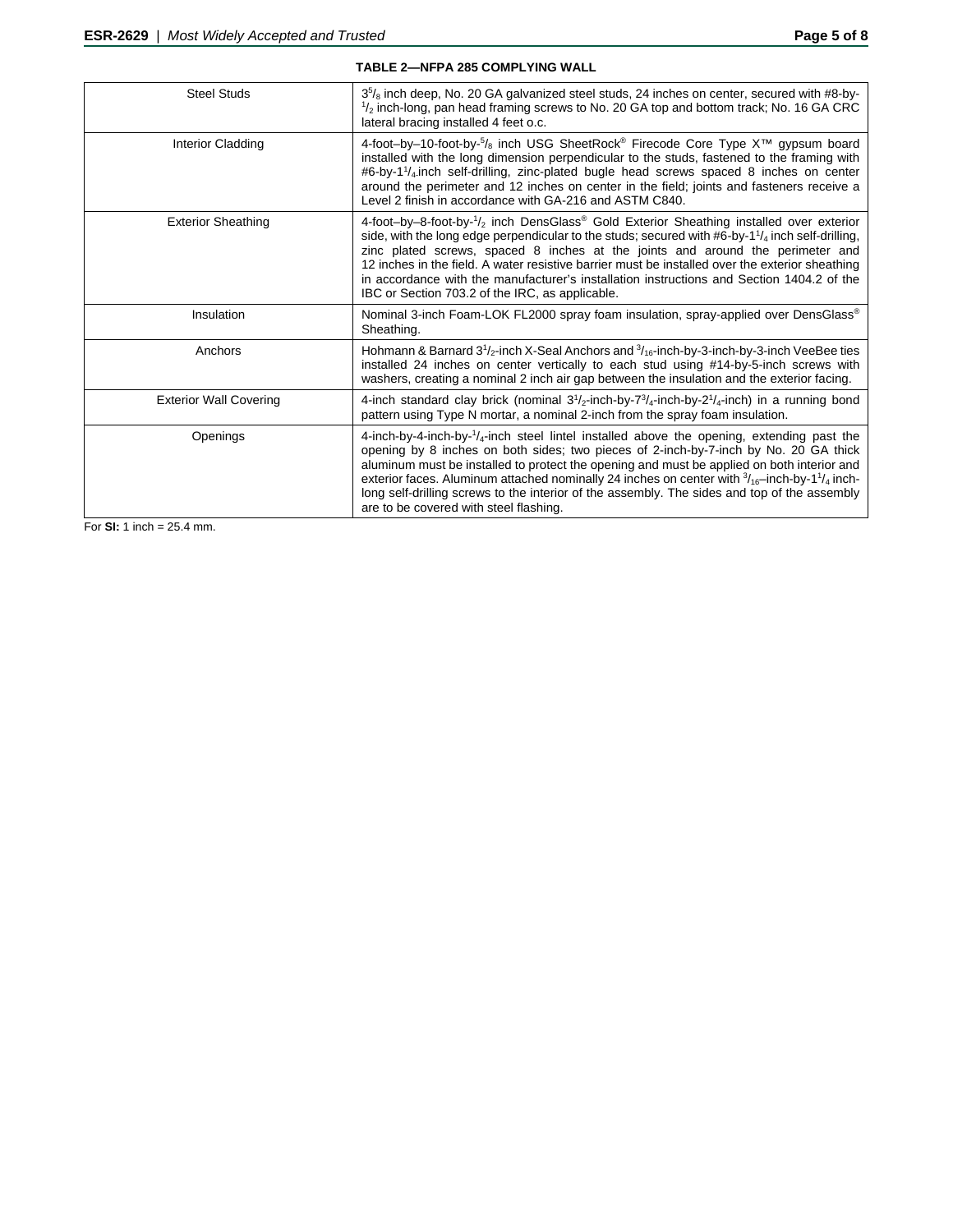**TABLE 2—NFPA 285 COMPLYING WALL**

| | |
|---|---|
| Steel Studs | $3^5/_8$ inch deep, No. 20 GA galvanized steel studs, 24 inches on center, secured with #8-by-$^1/_2$ inch-long, pan head framing screws to No. 20 GA top and bottom track; No. 16 GA CRC lateral bracing installed 4 feet o.c. |
| Interior Cladding | 4-foot–by–10-foot-by-$^5/_8$ inch USG SheetRock® Firecode Core Type X™ gypsum board installed with the long dimension perpendicular to the studs, fastened to the framing with #6-by-$1^1/_4$ inch self-drilling, zinc-plated bugle head screws spaced 8 inches on center around the perimeter and 12 inches on center in the field; joints and fasteners receive a Level 2 finish in accordance with GA-216 and ASTM C840. |
| Exterior Sheathing | 4-foot–by–8-foot-by-$^1/_2$ inch DensGlass® Gold Exterior Sheathing installed over exterior side, with the long edge perpendicular to the studs; secured with #6-by-$1^1/_4$ inch self-drilling, zinc plated screws, spaced 8 inches at the joints and around the perimeter and 12 inches in the field. A water resistive barrier must be installed over the exterior sheathing in accordance with the manufacturer's installation instructions and Section 1404.2 of the IBC or Section 703.2 of the IRC, as applicable. |
| Insulation | Nominal 3-inch Foam-LOK FL2000 spray foam insulation, spray-applied over DensGlass® Sheathing. |
| Anchors | Hohmann & Barnard $3^1/_2$-inch X-Seal Anchors and $^3/_{16}$-inch-by-3-inch-by-3-inch VeeBee ties installed 24 inches on center vertically to each stud using #14-by-5-inch screws with washers, creating a nominal 2 inch air gap between the insulation and the exterior facing. |
| Exterior Wall Covering | 4-inch standard clay brick (nominal $3^1/_2$-inch-by-$7^3/_4$-inch-by-$2^1/_4$-inch) in a running bond pattern using Type N mortar, a nominal 2-inch from the spray foam insulation. |
| Openings | 4-inch-by-4-inch-by-$^1/_4$-inch steel lintel installed above the opening, extending past the opening by 8 inches on both sides; two pieces of 2-inch-by-7-inch by No. 20 GA thick aluminum must be installed to protect the opening and must be applied on both interior and exterior faces. Aluminum attached nominally 24 inches on center with $^3/_{16}$–inch-by-$1^1/_4$ inch-long self-drilling screws to the interior of the assembly. The sides and top of the assembly are to be covered with steel flashing. |

For **SI:** 1 inch = 25.4 mm.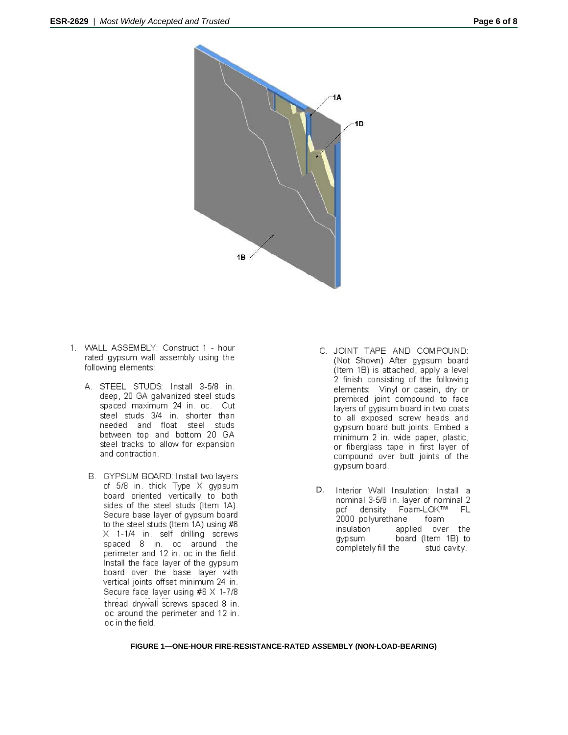1A

1D

1B

1. WALL ASSEMBLY: Construct 1 - hour rated gypsum wall assembly using the following elements:

   A. STEEL STUDS: Install 3-5/8 in. deep, 20 GA galvanized steel studs spaced maximum 24 in. oc. Cut steel studs 3/4 in. shorter than needed and float steel studs between top and bottom 20 GA steel tracks to allow for expansion and contraction.

   B. GYPSUM BOARD: Install two layers of 5/8 in. thick Type X gypsum board oriented vertically to both sides of the steel studs (Item 1A). Secure base layer of gypsum board to the steel studs (Item 1A) using #6 X 1-1/4 in. self drilling screws spaced 8 in. oc around the perimeter and 12 in. oc in the field. Install the face layer of the gypsum board over the base layer with vertical joints offset minimum 24 in. Secure face layer using #6 X 1-7/8 thread drywall screws spaced 8 in. oc around the perimeter and 12 in. oc in the field.

   C. JOINT TAPE AND COMPOUND: (Not Shown) After gypsum board (Item 1B) is attached, apply a level 2 finish consisting of the following elements: Vinyl or casein, dry or premixed joint compound to face layers of gypsum board in two coats to all exposed screw heads and gypsum board butt joints. Embed a minimum 2 in. wide paper, plastic, or fiberglass tape in first layer of compound over butt joints of the gypsum board.

   D. Interior Wall Insulation: Install a nominal 3-5/8 in. layer of nominal 2 pcf density Foam-LOK™ FL 2000 polyurethane foam insulation applied over the gypsum board (Item 1B) to completely fill the stud cavity.

**FIGURE 1—ONE-HOUR FIRE-RESISTANCE-RATED ASSEMBLY (NON-LOAD-BEARING)**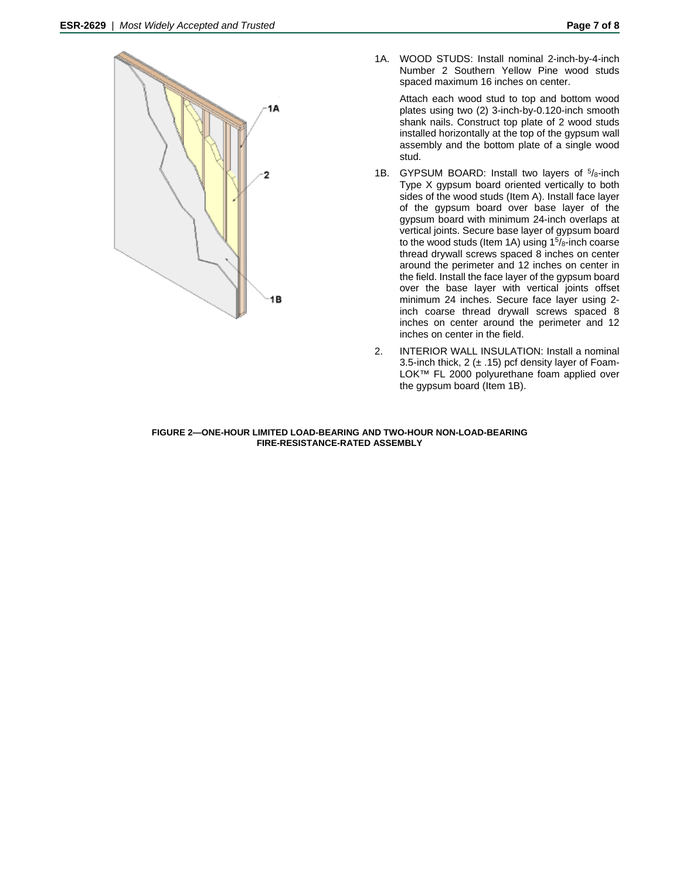1A. WOOD STUDS: Install nominal 2-inch-by-4-inch Number 2 Southern Yellow Pine wood studs spaced maximum 16 inches on center.

Attach each wood stud to top and bottom wood plates using two (2) 3-inch-by-0.120-inch smooth shank nails. Construct top plate of 2 wood studs installed horizontally at the top of the gypsum wall assembly and the bottom plate of a single wood stud.

1B. GYPSUM BOARD: Install two layers of $^{5}/_{8}$-inch Type X gypsum board oriented vertically to both sides of the wood studs (Item A). Install face layer of the gypsum board over base layer of the gypsum board with minimum 24-inch overlaps at vertical joints. Secure base layer of gypsum board to the wood studs (Item 1A) using $1^{5}/_{8}$-inch coarse thread drywall screws spaced 8 inches on center around the perimeter and 12 inches on center in the field. Install the face layer of the gypsum board over the base layer with vertical joints offset minimum 24 inches. Secure face layer using 2-inch coarse thread drywall screws spaced 8 inches on center around the perimeter and 12 inches on center in the field.

2. INTERIOR WALL INSULATION: Install a nominal 3.5-inch thick, 2 (± .15) pcf density layer of Foam-LOK™ FL 2000 polyurethane foam applied over the gypsum board (Item 1B).

**FIGURE 2—ONE-HOUR LIMITED LOAD-BEARING AND TWO-HOUR NON-LOAD-BEARING FIRE-RESISTANCE-RATED ASSEMBLY**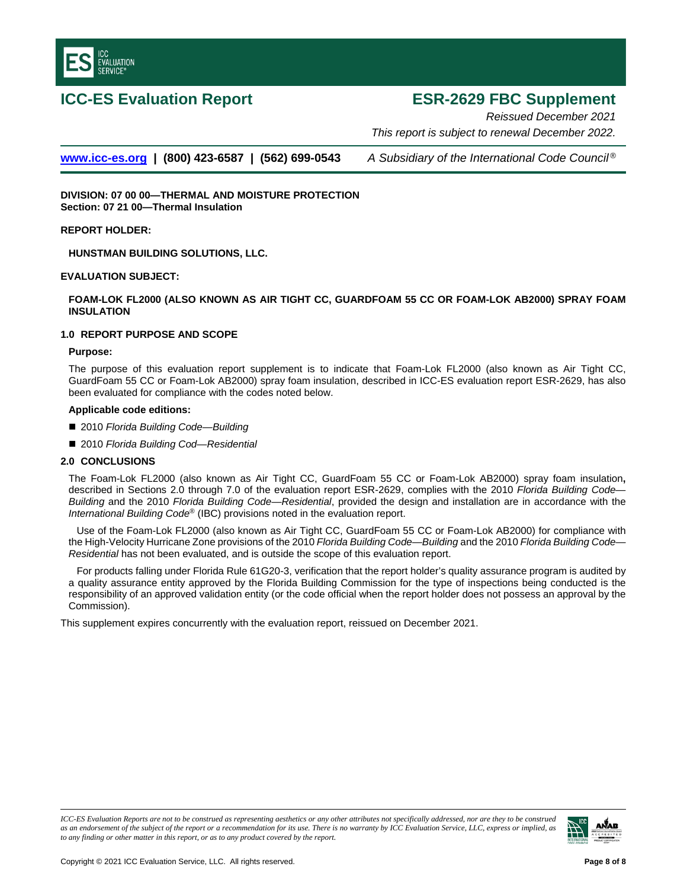# ICC-ES Evaluation Report

# ESR-2629 FBC Supplement

*Reissued December 2021*

*This report is subject to renewal December 2022.*

**www.icc-es.org | (800) 423-6587 | (562) 699-0543** *A Subsidiary of the International Code Council®*

**DIVISION: 07 00 00—THERMAL AND MOISTURE PROTECTION**
**Section: 07 21 00—Thermal Insulation**

**REPORT HOLDER:**

**HUNSTMAN BUILDING SOLUTIONS, LLC.**

**EVALUATION SUBJECT:**

**FOAM-LOK FL2000 (ALSO KNOWN AS AIR TIGHT CC, GUARDFOAM 55 CC OR FOAM-LOK AB2000) SPRAY FOAM INSULATION**

## 1.0 REPORT PURPOSE AND SCOPE

**Purpose:**

The purpose of this evaluation report supplement is to indicate that Foam-Lok FL2000 (also known as Air Tight CC, GuardFoam 55 CC or Foam-Lok AB2000) spray foam insulation, described in ICC-ES evaluation report ESR-2629, has also been evaluated for compliance with the codes noted below.

**Applicable code editions:**

- 2010 *Florida Building Code—Building*
- 2010 *Florida Building Cod—Residential*

## 2.0 CONCLUSIONS

The Foam-Lok FL2000 (also known as Air Tight CC, GuardFoam 55 CC or Foam-Lok AB2000) spray foam insulation**,** described in Sections 2.0 through 7.0 of the evaluation report ESR-2629, complies with the 2010 *Florida Building Code—Building* and the 2010 *Florida Building Code—Residential*, provided the design and installation are in accordance with the *International Building Code®* (IBC) provisions noted in the evaluation report.

Use of the Foam-Lok FL2000 (also known as Air Tight CC, GuardFoam 55 CC or Foam-Lok AB2000) for compliance with the High-Velocity Hurricane Zone provisions of the 2010 *Florida Building Code—Building* and the 2010 *Florida Building Code—Residential* has not been evaluated, and is outside the scope of this evaluation report.

For products falling under Florida Rule 61G20-3, verification that the report holder's quality assurance program is audited by a quality assurance entity approved by the Florida Building Commission for the type of inspections being conducted is the responsibility of an approved validation entity (or the code official when the report holder does not possess an approval by the Commission).

This supplement expires concurrently with the evaluation report, reissued on December 2021.

*ICC-ES Evaluation Reports are not to be construed as representing aesthetics or any other attributes not specifically addressed, nor are they to be construed as an endorsement of the subject of the report or a recommendation for its use. There is no warranty by ICC Evaluation Service, LLC, express or implied, as to any finding or other matter in this report, or as to any product covered by the report.*

Copyright © 2021 ICC Evaluation Service, LLC. All rights reserved.